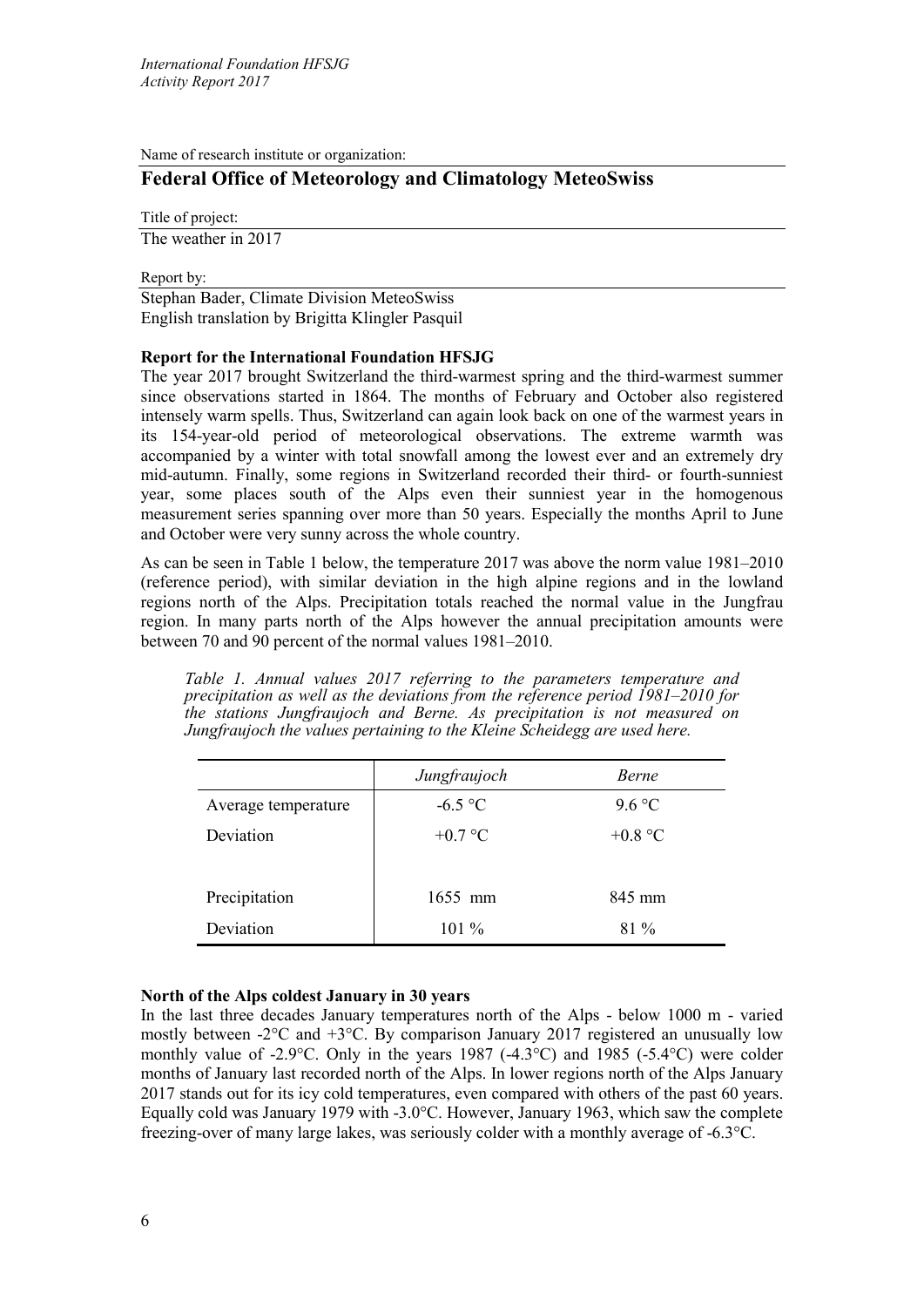*International Foundation HFSJG*
*Activity Report 2017*

Name of research institute or organization:

## Federal Office of Meteorology and Climatology MeteoSwiss

Title of project:

The weather in 2017

Report by:

Stephan Bader, Climate Division MeteoSwiss
English translation by Brigitta Klingler Pasquil

**Report for the International Foundation HFSJG**

The year 2017 brought Switzerland the third-warmest spring and the third-warmest summer since observations started in 1864. The months of February and October also registered intensely warm spells. Thus, Switzerland can again look back on one of the warmest years in its 154-year-old period of meteorological observations. The extreme warmth was accompanied by a winter with total snowfall among the lowest ever and an extremely dry mid-autumn. Finally, some regions in Switzerland recorded their third- or fourth-sunniest year, some places south of the Alps even their sunniest year in the homogenous measurement series spanning over more than 50 years. Especially the months April to June and October were very sunny across the whole country.

As can be seen in Table 1 below, the temperature 2017 was above the norm value 1981–2010 (reference period), with similar deviation in the high alpine regions and in the lowland regions north of the Alps. Precipitation totals reached the normal value in the Jungfrau region. In many parts north of the Alps however the annual precipitation amounts were between 70 and 90 percent of the normal values 1981–2010.

*Table 1. Annual values 2017 referring to the parameters temperature and precipitation as well as the deviations from the reference period 1981–2010 for the stations Jungfraujoch and Berne. As precipitation is not measured on Jungfraujoch the values pertaining to the Kleine Scheidegg are used here.*

| | *Jungfraujoch* | *Berne* |
|---|---|---|
| Average temperature | -6.5 °C | 9.6 °C |
| Deviation | +0.7 °C | +0.8 °C |
| | | |
| Precipitation | 1655 mm | 845 mm |
| Deviation | 101 % | 81 % |

**North of the Alps coldest January in 30 years**

In the last three decades January temperatures north of the Alps - below 1000 m - varied mostly between -2°C and +3°C. By comparison January 2017 registered an unusually low monthly value of -2.9°C. Only in the years 1987 (-4.3°C) and 1985 (-5.4°C) were colder months of January last recorded north of the Alps. In lower regions north of the Alps January 2017 stands out for its icy cold temperatures, even compared with others of the past 60 years. Equally cold was January 1979 with -3.0°C. However, January 1963, which saw the complete freezing-over of many large lakes, was seriously colder with a monthly average of -6.3°C.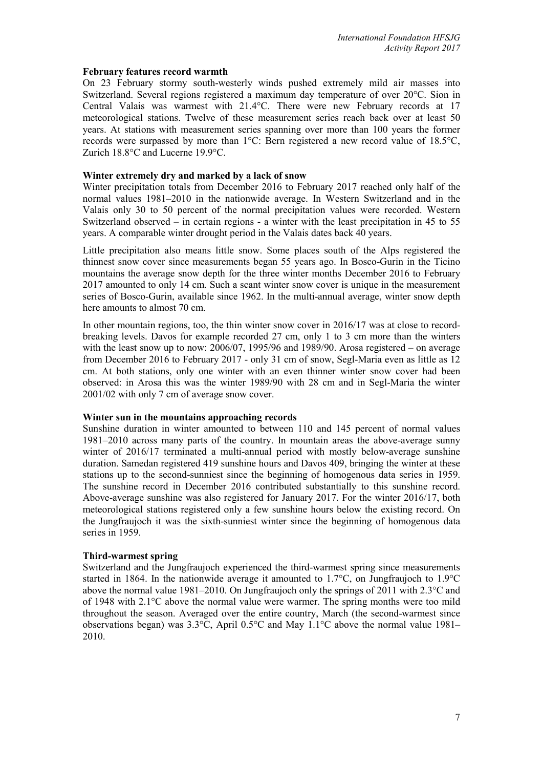**February features record warmth**

On 23 February stormy south-westerly winds pushed extremely mild air masses into Switzerland. Several regions registered a maximum day temperature of over 20°C. Sion in Central Valais was warmest with 21.4°C. There were new February records at 17 meteorological stations. Twelve of these measurement series reach back over at least 50 years. At stations with measurement series spanning over more than 100 years the former records were surpassed by more than 1°C: Bern registered a new record value of 18.5°C, Zurich 18.8°C and Lucerne 19.9°C.

**Winter extremely dry and marked by a lack of snow**

Winter precipitation totals from December 2016 to February 2017 reached only half of the normal values 1981–2010 in the nationwide average. In Western Switzerland and in the Valais only 30 to 50 percent of the normal precipitation values were recorded. Western Switzerland observed – in certain regions - a winter with the least precipitation in 45 to 55 years. A comparable winter drought period in the Valais dates back 40 years.

Little precipitation also means little snow. Some places south of the Alps registered the thinnest snow cover since measurements began 55 years ago. In Bosco-Gurin in the Ticino mountains the average snow depth for the three winter months December 2016 to February 2017 amounted to only 14 cm. Such a scant winter snow cover is unique in the measurement series of Bosco-Gurin, available since 1962. In the multi-annual average, winter snow depth here amounts to almost 70 cm.

In other mountain regions, too, the thin winter snow cover in 2016/17 was at close to record-breaking levels. Davos for example recorded 27 cm, only 1 to 3 cm more than the winters with the least snow up to now: 2006/07, 1995/96 and 1989/90. Arosa registered – on average from December 2016 to February 2017 - only 31 cm of snow, Segl-Maria even as little as 12 cm. At both stations, only one winter with an even thinner winter snow cover had been observed: in Arosa this was the winter 1989/90 with 28 cm and in Segl-Maria the winter 2001/02 with only 7 cm of average snow cover.

**Winter sun in the mountains approaching records**

Sunshine duration in winter amounted to between 110 and 145 percent of normal values 1981–2010 across many parts of the country. In mountain areas the above-average sunny winter of 2016/17 terminated a multi-annual period with mostly below-average sunshine duration. Samedan registered 419 sunshine hours and Davos 409, bringing the winter at these stations up to the second-sunniest since the beginning of homogenous data series in 1959. The sunshine record in December 2016 contributed substantially to this sunshine record. Above-average sunshine was also registered for January 2017. For the winter 2016/17, both meteorological stations registered only a few sunshine hours below the existing record. On the Jungfraujoch it was the sixth-sunniest winter since the beginning of homogenous data series in 1959.

**Third-warmest spring**

Switzerland and the Jungfraujoch experienced the third-warmest spring since measurements started in 1864. In the nationwide average it amounted to 1.7°C, on Jungfraujoch to 1.9°C above the normal value 1981–2010. On Jungfraujoch only the springs of 2011 with 2.3°C and of 1948 with 2.1°C above the normal value were warmer. The spring months were too mild throughout the season. Averaged over the entire country, March (the second-warmest since observations began) was 3.3°C, April 0.5°C and May 1.1°C above the normal value 1981–2010.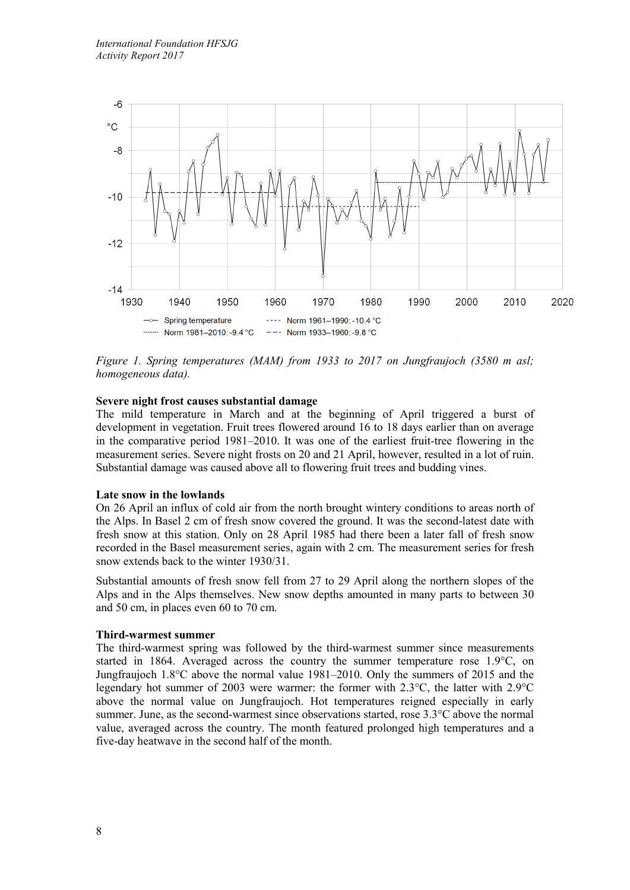*Figure 1. Spring temperatures (MAM) from 1933 to 2017 on Jungfraujoch (3580 m asl; homogeneous data).*

**Severe night frost causes substantial damage**

The mild temperature in March and at the beginning of April triggered a burst of development in vegetation. Fruit trees flowered around 16 to 18 days earlier than on average in the comparative period 1981–2010. It was one of the earliest fruit-tree flowering in the measurement series. Severe night frosts on 20 and 21 April, however, resulted in a lot of ruin. Substantial damage was caused above all to flowering fruit trees and budding vines.

**Late snow in the lowlands**

On 26 April an influx of cold air from the north brought wintery conditions to areas north of the Alps. In Basel 2 cm of fresh snow covered the ground. It was the second-latest date with fresh snow at this station. Only on 28 April 1985 had there been a later fall of fresh snow recorded in the Basel measurement series, again with 2 cm. The measurement series for fresh snow extends back to the winter 1930/31.

Substantial amounts of fresh snow fell from 27 to 29 April along the northern slopes of the Alps and in the Alps themselves. New snow depths amounted in many parts to between 30 and 50 cm, in places even 60 to 70 cm.

**Third-warmest summer**

The third-warmest spring was followed by the third-warmest summer since measurements started in 1864. Averaged across the country the summer temperature rose 1.9°C, on Jungfraujoch 1.8°C above the normal value 1981–2010. Only the summers of 2015 and the legendary hot summer of 2003 were warmer: the former with 2.3°C, the latter with 2.9°C above the normal value on Jungfraujoch. Hot temperatures reigned especially in early summer. June, as the second-warmest since observations started, rose 3.3°C above the normal value, averaged across the country. The month featured prolonged high temperatures and a five-day heatwave in the second half of the month.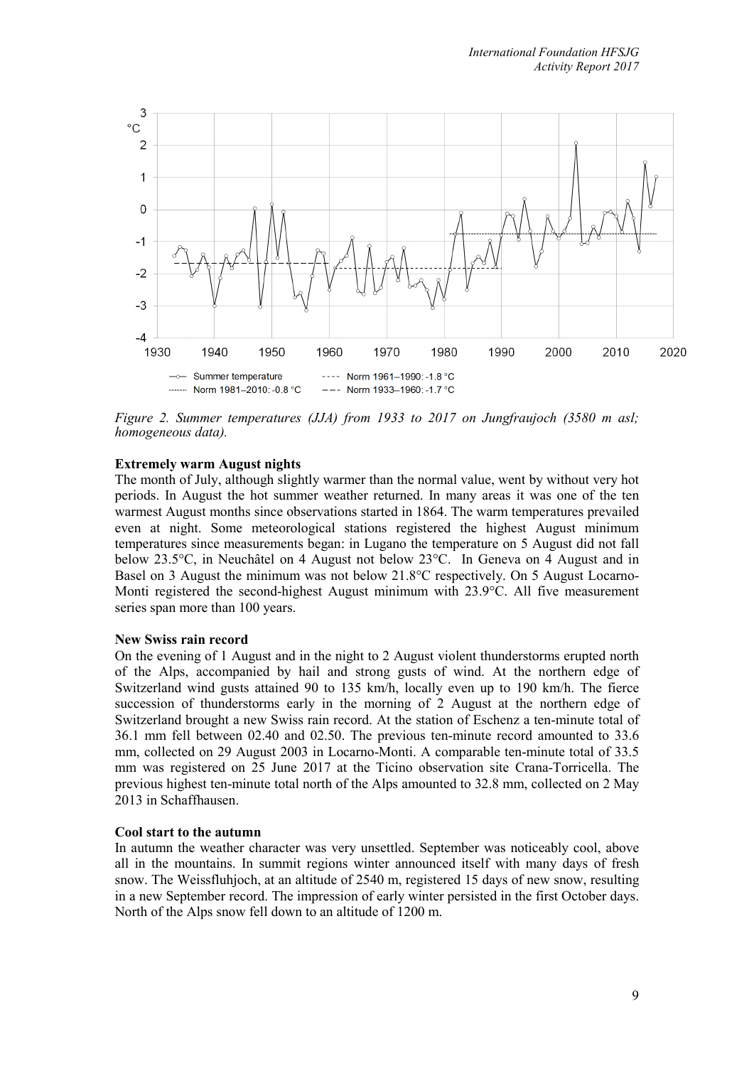*Figure 2. Summer temperatures (JJA) from 1933 to 2017 on Jungfraujoch (3580 m asl; homogeneous data).*

**Extremely warm August nights**

The month of July, although slightly warmer than the normal value, went by without very hot periods. In August the hot summer weather returned. In many areas it was one of the ten warmest August months since observations started in 1864. The warm temperatures prevailed even at night. Some meteorological stations registered the highest August minimum temperatures since measurements began: in Lugano the temperature on 5 August did not fall below 23.5°C, in Neuchâtel on 4 August not below 23°C. In Geneva on 4 August and in Basel on 3 August the minimum was not below 21.8°C respectively. On 5 August Locarno-Monti registered the second-highest August minimum with 23.9°C. All five measurement series span more than 100 years.

**New Swiss rain record**

On the evening of 1 August and in the night to 2 August violent thunderstorms erupted north of the Alps, accompanied by hail and strong gusts of wind. At the northern edge of Switzerland wind gusts attained 90 to 135 km/h, locally even up to 190 km/h. The fierce succession of thunderstorms early in the morning of 2 August at the northern edge of Switzerland brought a new Swiss rain record. At the station of Eschenz a ten-minute total of 36.1 mm fell between 02.40 and 02.50. The previous ten-minute record amounted to 33.6 mm, collected on 29 August 2003 in Locarno-Monti. A comparable ten-minute total of 33.5 mm was registered on 25 June 2017 at the Ticino observation site Crana-Torricella. The previous highest ten-minute total north of the Alps amounted to 32.8 mm, collected on 2 May 2013 in Schaffhausen.

**Cool start to the autumn**

In autumn the weather character was very unsettled. September was noticeably cool, above all in the mountains. In summit regions winter announced itself with many days of fresh snow. The Weissfluhjoch, at an altitude of 2540 m, registered 15 days of new snow, resulting in a new September record. The impression of early winter persisted in the first October days. North of the Alps snow fell down to an altitude of 1200 m.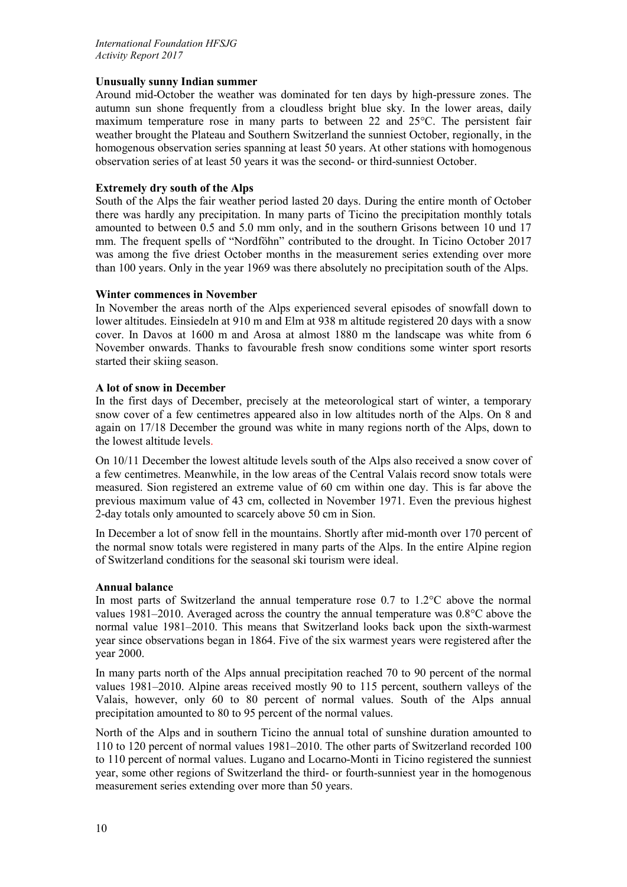**Unusually sunny Indian summer**

Around mid-October the weather was dominated for ten days by high-pressure zones. The autumn sun shone frequently from a cloudless bright blue sky. In the lower areas, daily maximum temperature rose in many parts to between 22 and 25°C. The persistent fair weather brought the Plateau and Southern Switzerland the sunniest October, regionally, in the homogenous observation series spanning at least 50 years. At other stations with homogenous observation series of at least 50 years it was the second- or third-sunniest October.

**Extremely dry south of the Alps**

South of the Alps the fair weather period lasted 20 days. During the entire month of October there was hardly any precipitation. In many parts of Ticino the precipitation monthly totals amounted to between 0.5 and 5.0 mm only, and in the southern Grisons between 10 und 17 mm. The frequent spells of "Nordföhn" contributed to the drought. In Ticino October 2017 was among the five driest October months in the measurement series extending over more than 100 years. Only in the year 1969 was there absolutely no precipitation south of the Alps.

**Winter commences in November**

In November the areas north of the Alps experienced several episodes of snowfall down to lower altitudes. Einsiedeln at 910 m and Elm at 938 m altitude registered 20 days with a snow cover. In Davos at 1600 m and Arosa at almost 1880 m the landscape was white from 6 November onwards. Thanks to favourable fresh snow conditions some winter sport resorts started their skiing season.

**A lot of snow in December**

In the first days of December, precisely at the meteorological start of winter, a temporary snow cover of a few centimetres appeared also in low altitudes north of the Alps. On 8 and again on 17/18 December the ground was white in many regions north of the Alps, down to the lowest altitude levels.

On 10/11 December the lowest altitude levels south of the Alps also received a snow cover of a few centimetres. Meanwhile, in the low areas of the Central Valais record snow totals were measured. Sion registered an extreme value of 60 cm within one day. This is far above the previous maximum value of 43 cm, collected in November 1971. Even the previous highest 2-day totals only amounted to scarcely above 50 cm in Sion.

In December a lot of snow fell in the mountains. Shortly after mid-month over 170 percent of the normal snow totals were registered in many parts of the Alps. In the entire Alpine region of Switzerland conditions for the seasonal ski tourism were ideal.

**Annual balance**

In most parts of Switzerland the annual temperature rose 0.7 to 1.2°C above the normal values 1981–2010. Averaged across the country the annual temperature was 0.8°C above the normal value 1981–2010. This means that Switzerland looks back upon the sixth-warmest year since observations began in 1864. Five of the six warmest years were registered after the year 2000.

In many parts north of the Alps annual precipitation reached 70 to 90 percent of the normal values 1981–2010. Alpine areas received mostly 90 to 115 percent, southern valleys of the Valais, however, only 60 to 80 percent of normal values. South of the Alps annual precipitation amounted to 80 to 95 percent of the normal values.

North of the Alps and in southern Ticino the annual total of sunshine duration amounted to 110 to 120 percent of normal values 1981–2010. The other parts of Switzerland recorded 100 to 110 percent of normal values. Lugano and Locarno-Monti in Ticino registered the sunniest year, some other regions of Switzerland the third- or fourth-sunniest year in the homogenous measurement series extending over more than 50 years.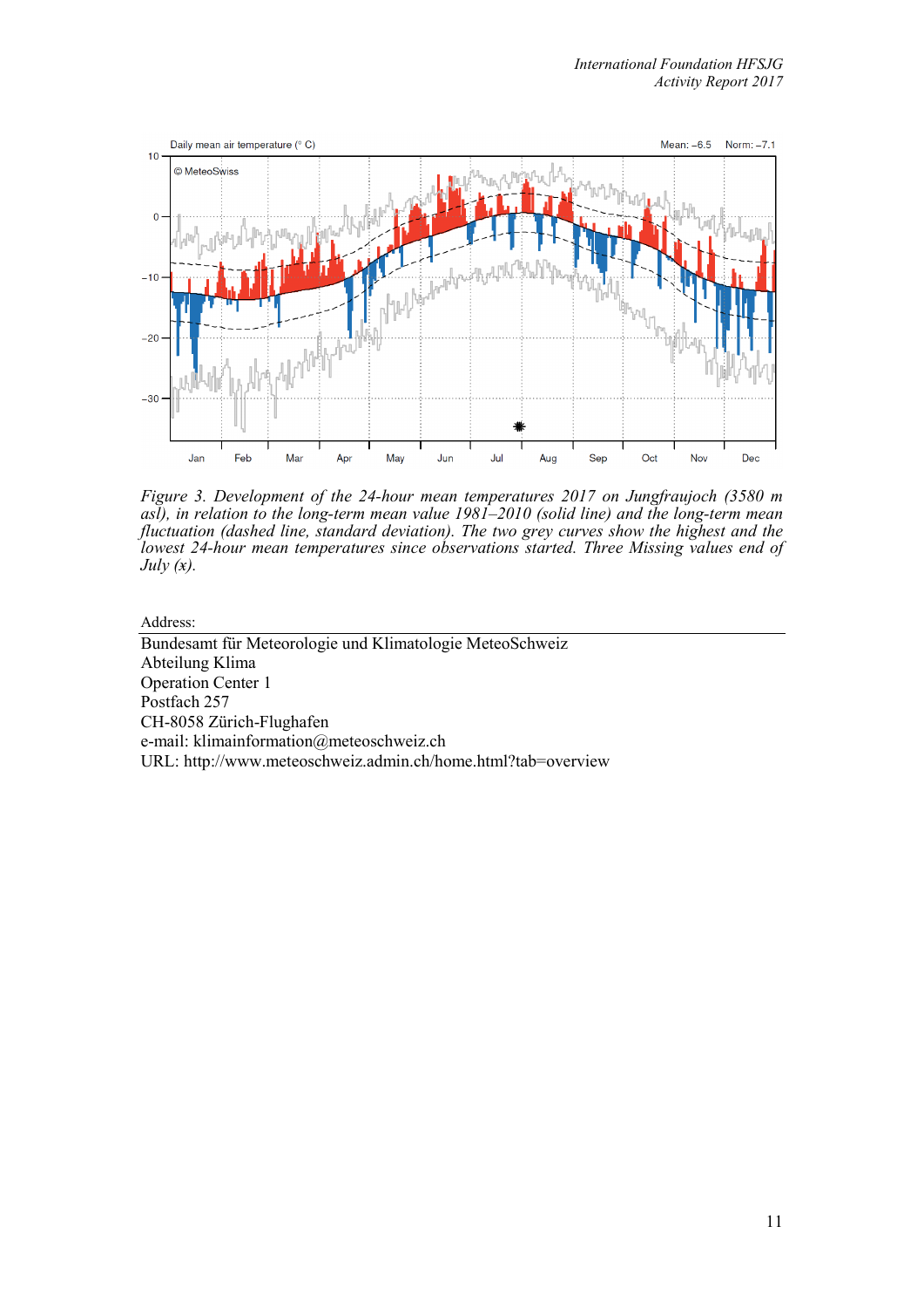Daily mean air temperature (° C)

Mean: −6.5 Norm: −7.1

© MeteoSwiss

10

0

−10

−20

−30

Jan Feb Mar Apr May Jun Jul Aug Sep Oct Nov Dec

*Figure 3. Development of the 24-hour mean temperatures 2017 on Jungfraujoch (3580 m asl), in relation to the long-term mean value 1981–2010 (solid line) and the long-term mean fluctuation (dashed line, standard deviation). The two grey curves show the highest and the lowest 24-hour mean temperatures since observations started. Three Missing values end of July (x).*

Address:

Bundesamt für Meteorologie und Klimatologie MeteoSchweiz
Abteilung Klima
Operation Center 1
Postfach 257
CH-8058 Zürich-Flughafen
e-mail: klimainformation@meteoschweiz.ch
URL: http://www.meteoschweiz.admin.ch/home.html?tab=overview